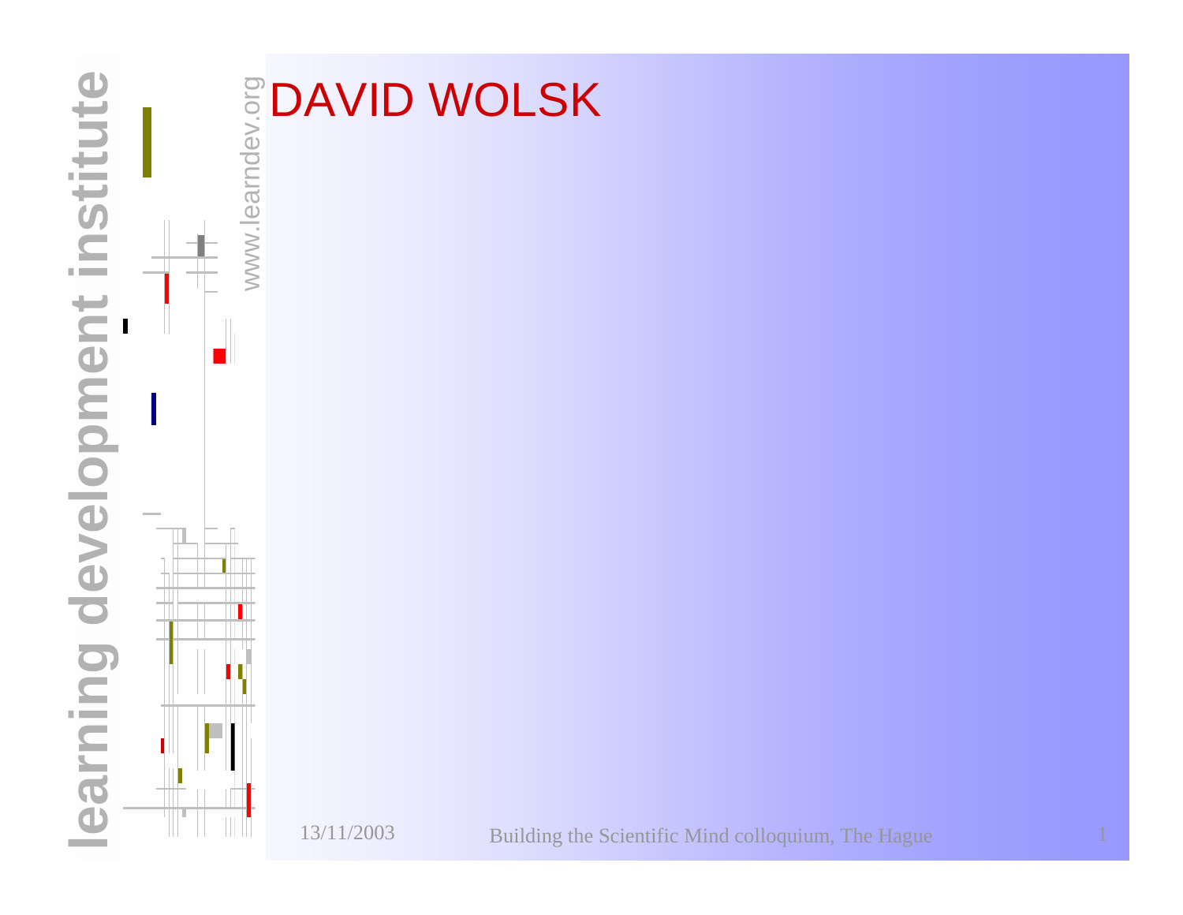# DAVID WOLSK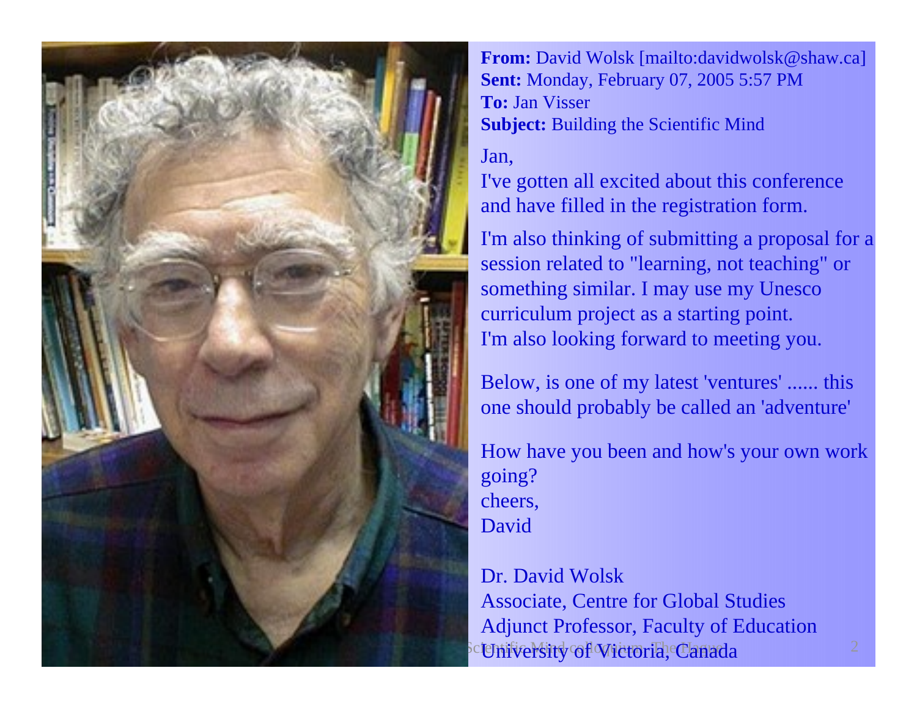**From:** David Wolsk [mailto:davidwolsk@shaw.ca]
**Sent:** Monday, February 07, 2005 5:57 PM
**To:** Jan Visser
**Subject:** Building the Scientific Mind

Jan,
I've gotten all excited about this conference and have filled in the registration form.

I'm also thinking of submitting a proposal for a session related to "learning, not teaching" or something similar. I may use my Unesco curriculum project as a starting point.
I'm also looking forward to meeting you.

Below, is one of my latest 'ventures' ...... this one should probably be called an 'adventure'

How have you been and how's your own work going?
cheers,
David

Dr. David Wolsk
Associate, Centre for Global Studies
Adjunct Professor, Faculty of Education
University of Victoria, Canada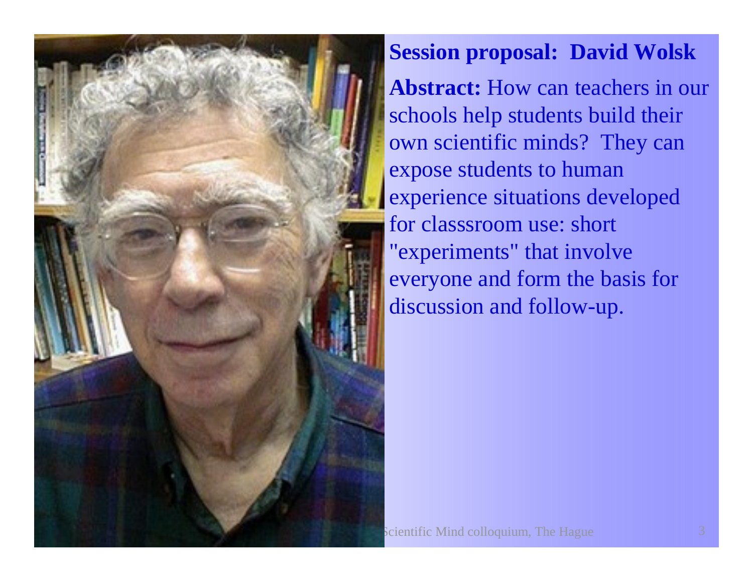**Session proposal: David Wolsk**

**Abstract:** How can teachers in our schools help students build their own scientific minds? They can expose students to human experience situations developed for classsroom use: short "experiments" that involve everyone and form the basis for discussion and follow-up.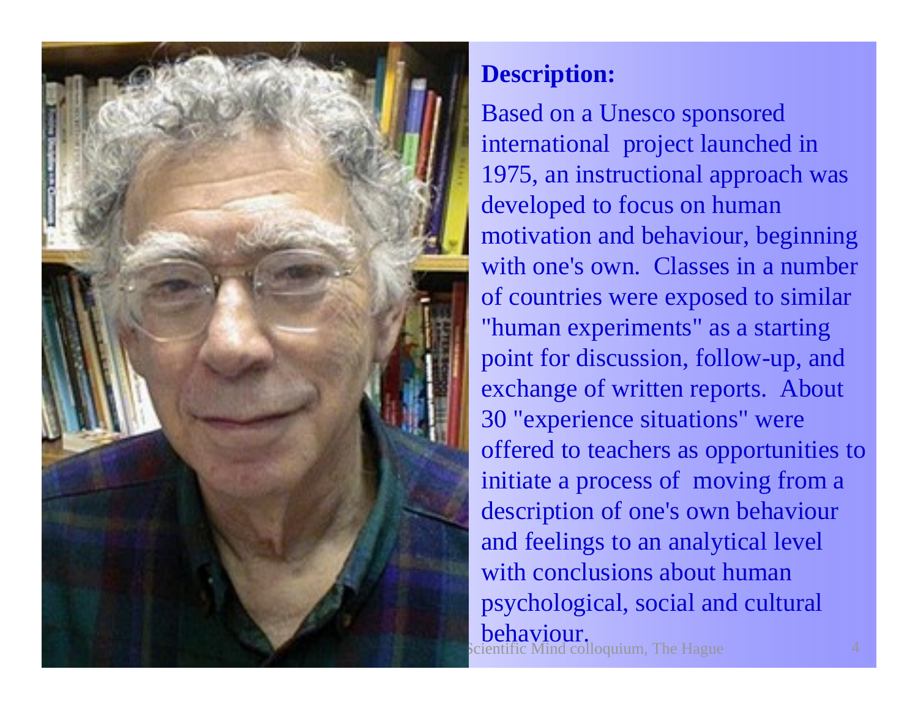**Description:**

Based on a Unesco sponsored international project launched in 1975, an instructional approach was developed to focus on human motivation and behaviour, beginning with one's own. Classes in a number of countries were exposed to similar "human experiments" as a starting point for discussion, follow-up, and exchange of written reports. About 30 "experience situations" were offered to teachers as opportunities to initiate a process of moving from a description of one's own behaviour and feelings to an analytical level with conclusions about human psychological, social and cultural behaviour.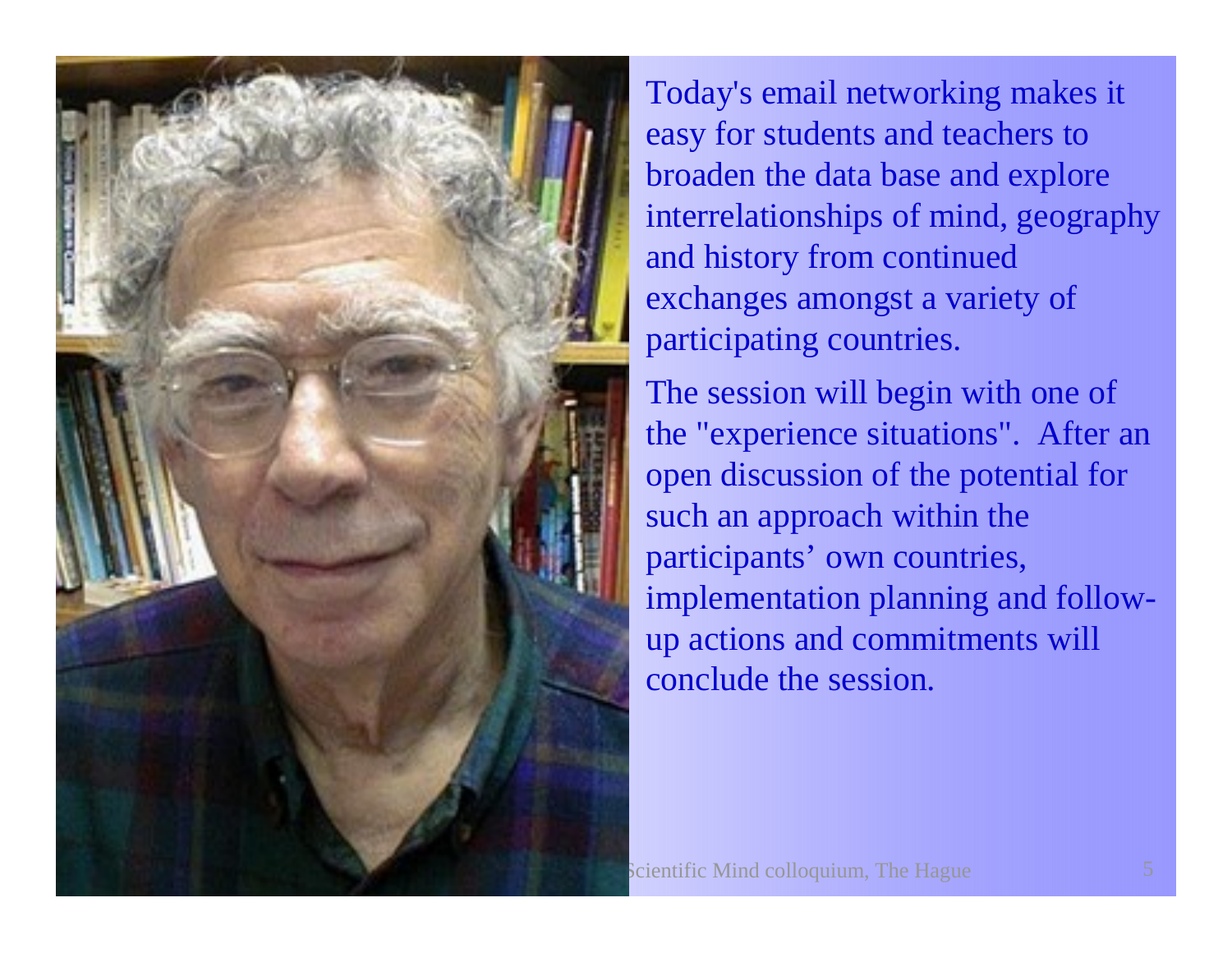Today's email networking makes it easy for students and teachers to broaden the data base and explore interrelationships of mind, geography and history from continued exchanges amongst a variety of participating countries.

The session will begin with one of the "experience situations". After an open discussion of the potential for such an approach within the participants' own countries, implementation planning and follow-up actions and commitments will conclude the session.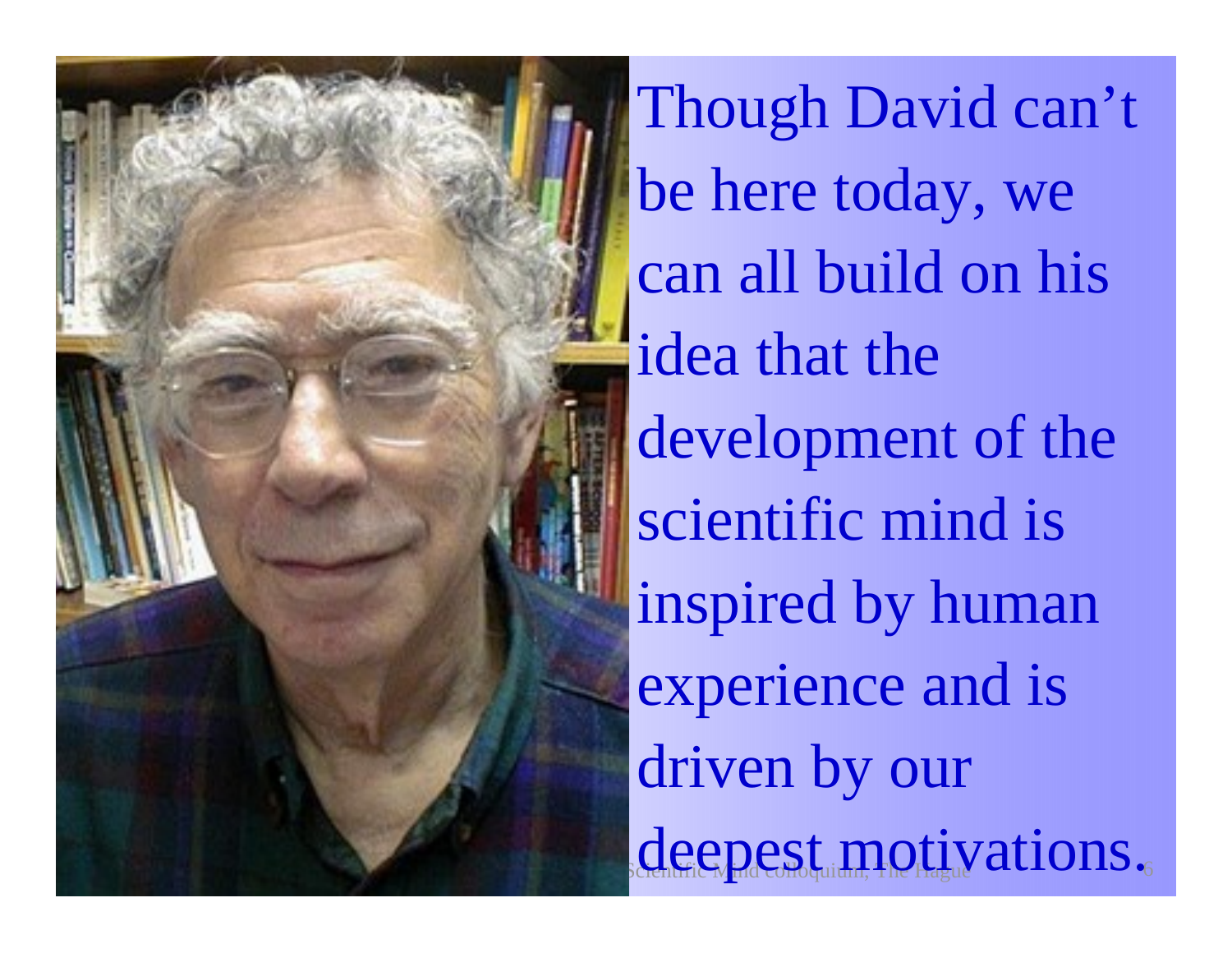Though David can't be here today, we can all build on his idea that the development of the scientific mind is inspired by human experience and is driven by our deepest motivations.